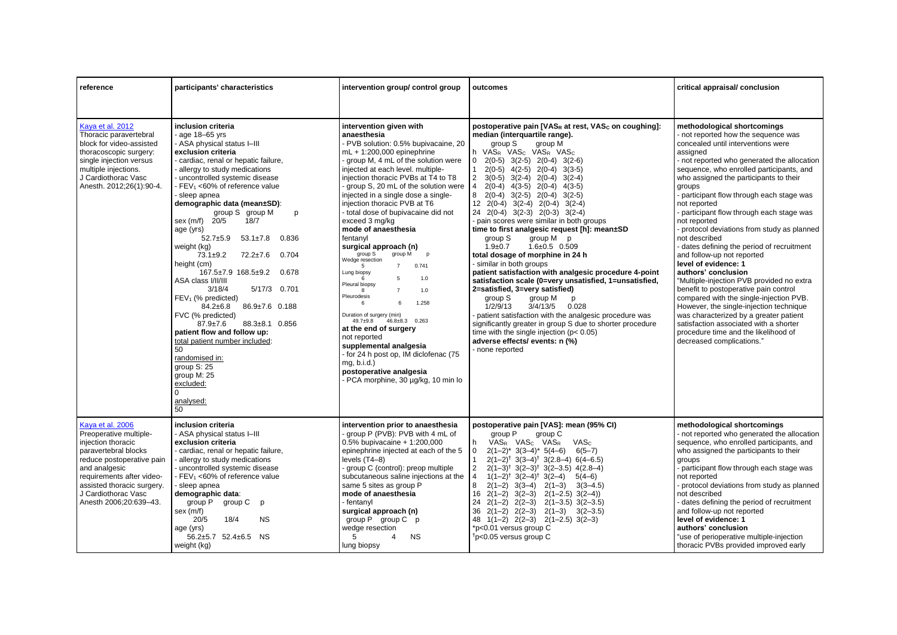| reference | participants' characteristics | intervention group/ control group | outcomes | critical appraisal/ conclusion |
|---|---|---|---|---|
| Kaya et al. 2012<br>Thoracic paravertebral block for video-assisted thoracoscopic surgery: single injection versus multiple injections.<br>J Cardiothorac Vasc Anesth. 2012;26(1):90-4. | **inclusion criteria**<br>- age 18–65 yrs<br>- ASA physical status I–III<br>**exclusion criteria**<br>- cardiac, renal or hepatic failure,<br>- allergy to study medications<br>- uncontrolled systemic disease<br>- $FEV_1$ <60% of reference value<br>- sleep apnea<br>**demographic data (mean±SD)**:<br>group S group M p<br>sex (m/f) 20/5 18/7<br>age (yrs)<br>52.7±5.9 53.1±7.8 0.836<br>weight (kg)<br>73.1±9.2 72.2±7.6 0.704<br>height (cm)<br>167.5±7.9 168.5±9.2 0.678<br>ASA class I/II/III<br>3/18/4 5/17/3 0.701<br>$FEV_1$ (% predicted)<br>84.2±6.8 86.9±7.6 0.188<br>FVC (% predicted)<br>87.9±7.6 88.3±8.1 0.856<br>**patient flow and follow up:**<br>total patient number included:<br>50<br>randomised in:<br>group S: 25<br>group M: 25<br>excluded:<br>0<br>analysed:<br>50 | **intervention given with anaesthesia**<br>- PVB solution: 0.5% bupivacaine, 20 mL + 1:200,000 epinephrine<br>- group M, 4 mL of the solution were injected at each level. multiple-injection thoracic PVBs at T4 to T8<br>- group S, 20 mL of the solution were injected in a single dose a single-injection thoracic PVB at T6<br>- total dose of bupivacaine did not exceed 3 mg/kg<br>**mode of anaesthesia**<br>fentanyl<br>**surgical approach (n)**<br>group S group M p<br>Wedge resection<br>5 7 0.741<br>Lung biopsy<br>6 5 1.0<br>Pleural biopsy<br>8 7 1.0<br>Pleurodesis<br>6 6 1.258<br>Duration of surgery (min)<br>49.7±9.8 46.8±8.3 0.263<br>**at the end of surgery**<br>not reported<br>**supplemental analgesia**<br>- for 24 h post op, IM diclofenac (75 mg, b.i.d.)<br>**postoperative analgesia**<br>- PCA morphine, 30 µg/kg, 10 min lo | **postoperative pain [$VAS_R$ at rest, $VAS_C$ on coughing]: median (interquartile range).**<br>group S group M<br>h $VAS_R$ $VAS_C$ $VAS_R$ $VAS_C$<br>0 2(0-5) 3(2-5) 2(0-4) 3(2-6)<br>1 2(0-5) 4(2-5) 2(0-4) 3(3-5)<br>2 3(0-5) 3(2-4) 2(0-4) 3(2-4)<br>4 2(0-4) 4(3-5) 2(0-4) 4(3-5)<br>8 2(0-4) 3(2-5) 2(0-4) 3(2-5)<br>12 2(0-4) 3(2-4) 2(0-4) 3(2-4)<br>24 2(0-4) 3(2-3) 2(0-3) 3(2-4)<br>- pain scores were similar in both groups<br>**time to first analgesic request [h]: mean±SD**<br>group S group M p<br>1.9±0.7 1.6±0.5 0.509<br>**total dosage of morphine in 24 h**<br>- similar in both groups<br>**patient satisfaction with analgesic procedure 4-point satisfaction scale (0=very unsatisfied, 1=unsatisfied, 2=satisfied, 3=very satisfied)**<br>group S group M p<br>1/2/9/13 3/4/13/5 0.028<br>- patient satisfaction with the analgesic procedure was significantly greater in group S due to shorter procedure time with the single injection (p< 0.05)<br>**adverse effects/ events: n (%)**<br>- none reported | **methodological shortcomings**<br>- not reported how the sequence was concealed until interventions were assigned<br>- not reported who generated the allocation sequence, who enrolled participants, and who assigned the participants to their groups<br>- participant flow through each stage was not reported<br>- participant flow through each stage was not reported<br>- protocol deviations from study as planned not described<br>- dates defining the period of recruitment and follow-up not reported<br>**level of evidence: 1**<br>**authors' conclusion**<br>"Multiple-injection PVB provided no extra benefit to postoperative pain control compared with the single-injection PVB. However, the single-injection technique was characterized by a greater patient satisfaction associated with a shorter procedure time and the likelihood of decreased complications." |
| Kaya et al. 2006<br>Preoperative multiple-injection thoracic paravertebral blocks reduce postoperative pain and analgesic requirements after video-assisted thoracic surgery.<br>J Cardiothorac Vasc Anesth 2006;20:639–43. | **inclusion criteria**<br>- ASA physical status I–III<br>**exclusion criteria**<br>- cardiac, renal or hepatic failure,<br>- allergy to study medications<br>- uncontrolled systemic disease<br>- $FEV_1$ <60% of reference value<br>- sleep apnea<br>**demographic data**:<br>group P group C p<br>sex (m/f)<br>20/5 18/4 NS<br>age (yrs)<br>56.2±5.7 52.4±6.5 NS<br>weight (kg) | **intervention prior to anaesthesia**<br>- group P (PVB): PVB with 4 mL of 0.5% bupivacaine + 1:200,000 epinephrine injected at each of the 5 levels (T4–8)<br>- group C (control): preop multiple subcutaneous saline injections at the same 5 sites as group P<br>**mode of anaesthesia**<br>- fentanyl<br>**surgical approach (n)**<br>group P group C p<br>wedge resection<br>5 4 NS<br>lung biopsy | **postoperative pain [VAS]: mean (95% CI)**<br>group P group C<br>h $VAS_R$ $VAS_C$ $VAS_R$ $VAS_C$<br>0 2(1–2)* 3(3–4)* 5(4–6) 6(5–7)<br>1 2(1–2)† 3(3–4)† 3(2.8–4) 6(4–6.5)<br>2 2(1–3)† 3(2–3)† 3(2–3.5) 4(2.8–4)<br>4 1(1–2)† 3(2–4)† 3(2–4) 5(4–6)<br>8 2(1–2) 3(3–4) 2(1–3) 3(3–4.5)<br>16 2(1–2) 3(2–3) 2(1–2.5) 3(2–4))<br>24 2(1–2) 2(2–3) 2(1–3.5) 3(2–3.5)<br>36 2(1–2) 2(2–3) 2(1–3) 3(2–3.5)<br>48 1(1–2) 2(2–3) 2(1–2.5) 3(2–3)<br>*p<0.01 versus group C<br>†p<0.05 versus group C | **methodological shortcomings**<br>- not reported who generated the allocation sequence, who enrolled participants, and who assigned the participants to their groups<br>- participant flow through each stage was not reported<br>- protocol deviations from study as planned not described<br>- dates defining the period of recruitment and follow-up not reported<br>**level of evidence: 1**<br>**authors' conclusion**<br>"use of perioperative multiple-injection thoracic PVBs provided improved early |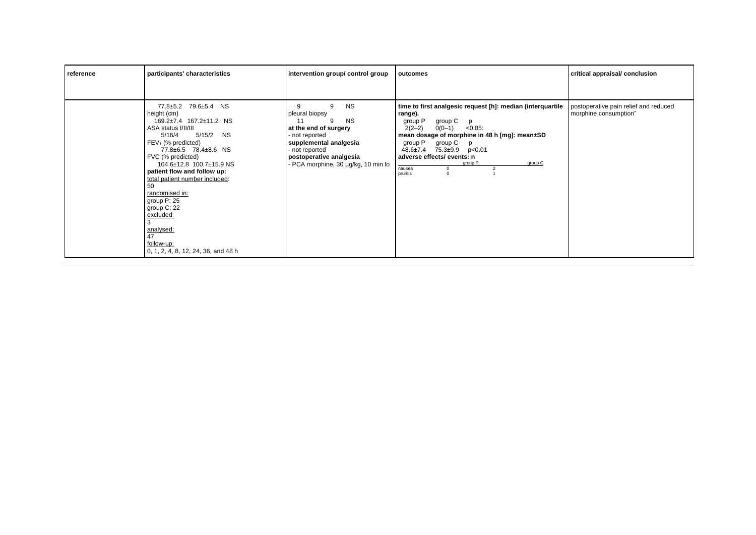| reference | participants' characteristics | intervention group/ control group | outcomes | critical appraisal/ conclusion |
|---|---|---|---|---|
| | 77.8±5.2 79.6±5.4 NS<br>height (cm)<br>169.2±7.4 167.2±11.2 NS<br>ASA status I/II/III<br>5/16/4 5/15/2 NS<br>$FEV_1$ (% predicted)<br>77.8±6.5 78.4±8.6 NS<br>FVC (% predicted)<br>104.6±12.8 100.7±15.9 NS<br>**patient flow and follow up:**<br>total patient number included:<br>50<br>randomised in:<br>group P: 25<br>group C: 22<br>excluded:<br>3<br>analysed:<br>47<br>follow-up:<br>0, 1, 2, 4, 8, 12, 24, 36, and 48 h | 9 9 NS<br>pleural biopsy<br>11 9 NS<br>**at the end of surgery**<br>- not reported<br>**supplemental analgesia**<br>- not reported<br>**postoperative analgesia**<br>- PCA morphine, 30 µg/kg, 10 min lo | **time to first analgesic request [h]: median (interquartile range).**<br>group P group C p<br>2(2–2) 0(0–1) <0.05:<br>**mean dosage of morphine in 48 h [mg]: mean±SD**<br>group P group C p<br>48.6±7.4 75.3±9.9 p<0.01<br>**adverse effects/ events: n**<br>group P group C<br>nausea 0 2<br>pruritis 0 1 | postoperative pain relief and reduced morphine consumption" |